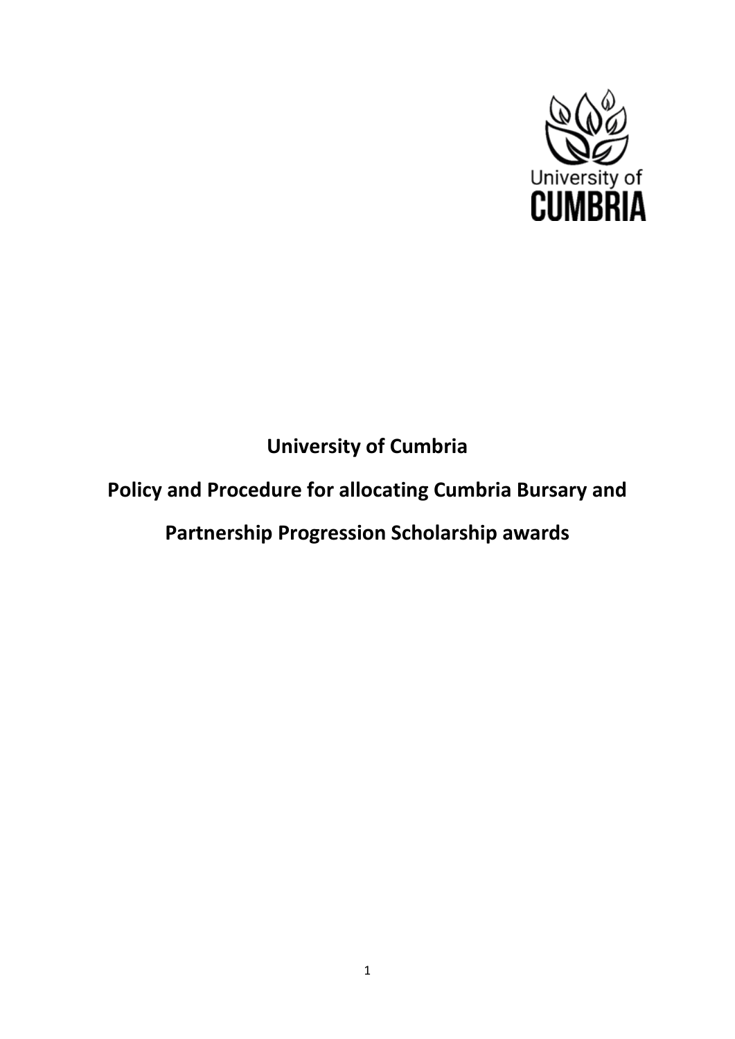# University of Cumbria

# Policy and Procedure for allocating Cumbria Bursary and Partnership Progression Scholarship awards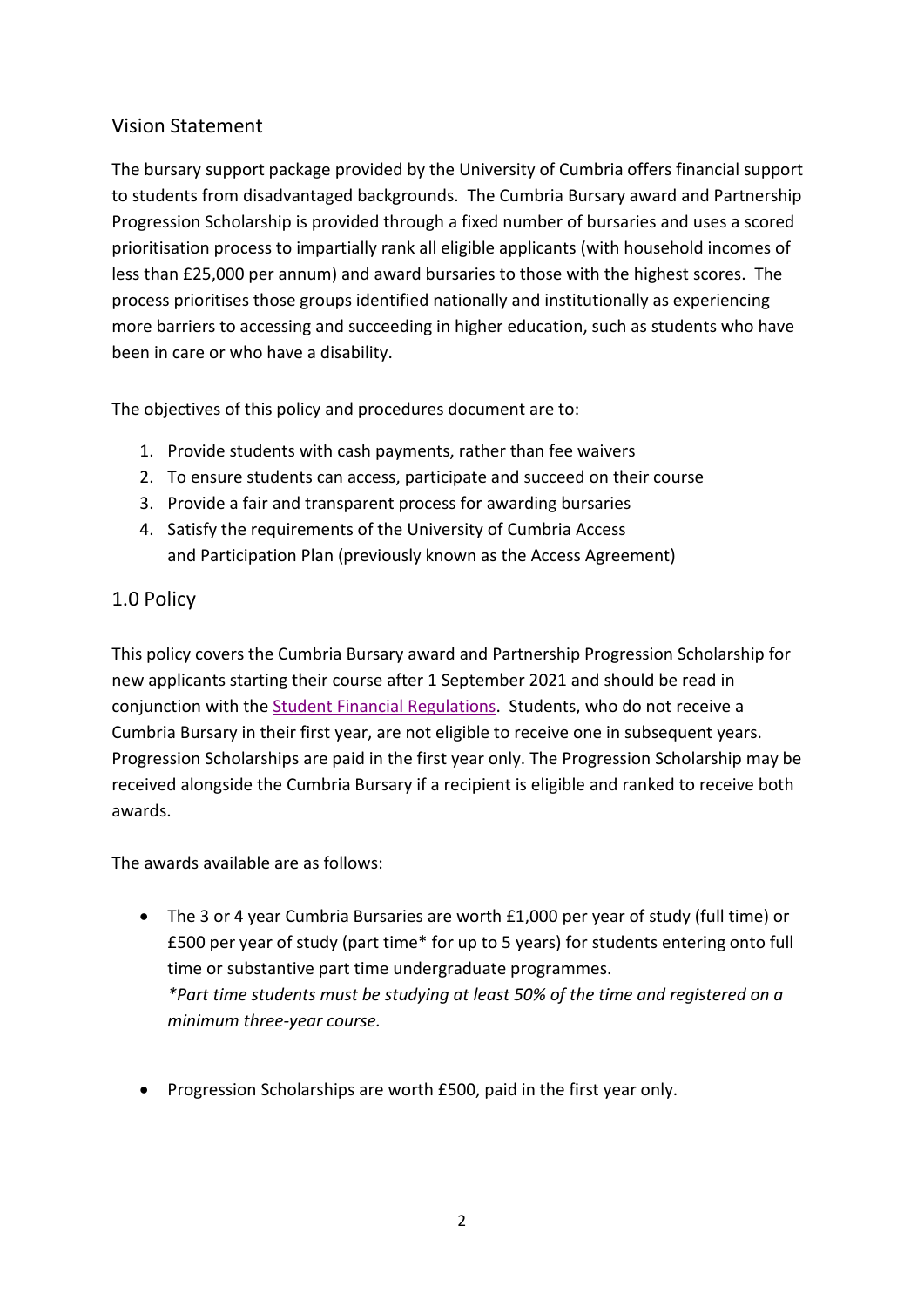## Vision Statement

The bursary support package provided by the University of Cumbria offers financial support to students from disadvantaged backgrounds. The Cumbria Bursary award and Partnership Progression Scholarship is provided through a fixed number of bursaries and uses a scored prioritisation process to impartially rank all eligible applicants (with household incomes of less than £25,000 per annum) and award bursaries to those with the highest scores. The process prioritises those groups identified nationally and institutionally as experiencing more barriers to accessing and succeeding in higher education, such as students who have been in care or who have a disability.

The objectives of this policy and procedures document are to:

1. Provide students with cash payments, rather than fee waivers
2. To ensure students can access, participate and succeed on their course
3. Provide a fair and transparent process for awarding bursaries
4. Satisfy the requirements of the University of Cumbria Access and Participation Plan (previously known as the Access Agreement)

## 1.0 Policy

This policy covers the Cumbria Bursary award and Partnership Progression Scholarship for new applicants starting their course after 1 September 2021 and should be read in conjunction with the Student Financial Regulations. Students, who do not receive a Cumbria Bursary in their first year, are not eligible to receive one in subsequent years. Progression Scholarships are paid in the first year only. The Progression Scholarship may be received alongside the Cumbria Bursary if a recipient is eligible and ranked to receive both awards.

The awards available are as follows:

- The 3 or 4 year Cumbria Bursaries are worth £1,000 per year of study (full time) or £500 per year of study (part time* for up to 5 years) for students entering onto full time or substantive part time undergraduate programmes.
  *\*Part time students must be studying at least 50% of the time and registered on a minimum three-year course.*

- Progression Scholarships are worth £500, paid in the first year only.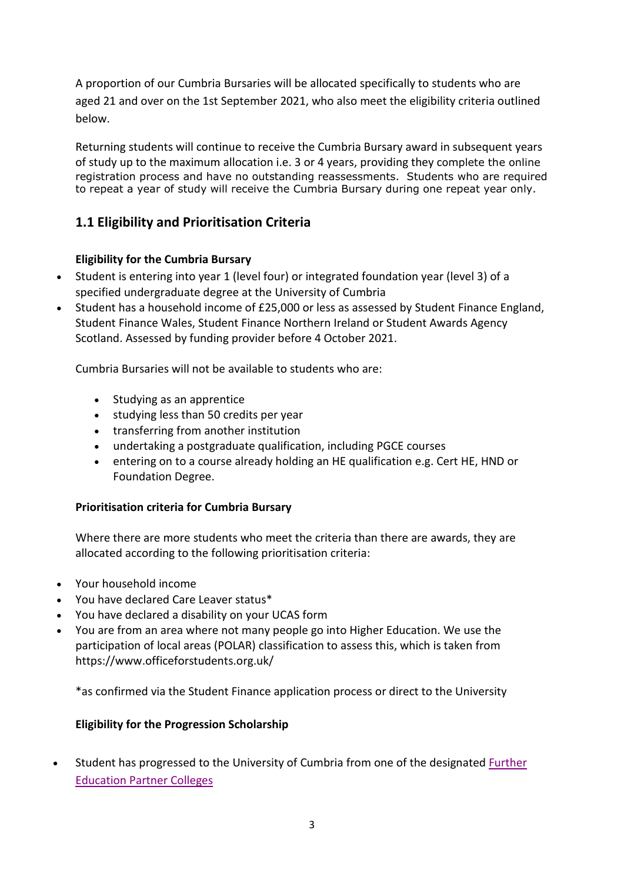A proportion of our Cumbria Bursaries will be allocated specifically to students who are aged 21 and over on the 1st September 2021, who also meet the eligibility criteria outlined below.

Returning students will continue to receive the Cumbria Bursary award in subsequent years of study up to the maximum allocation i.e. 3 or 4 years, providing they complete the online registration process and have no outstanding reassessments. Students who are required to repeat a year of study will receive the Cumbria Bursary during one repeat year only.

## 1.1 Eligibility and Prioritisation Criteria

**Eligibility for the Cumbria Bursary**

- Student is entering into year 1 (level four) or integrated foundation year (level 3) of a specified undergraduate degree at the University of Cumbria
- Student has a household income of £25,000 or less as assessed by Student Finance England, Student Finance Wales, Student Finance Northern Ireland or Student Awards Agency Scotland. Assessed by funding provider before 4 October 2021.

Cumbria Bursaries will not be available to students who are:

- Studying as an apprentice
- studying less than 50 credits per year
- transferring from another institution
- undertaking a postgraduate qualification, including PGCE courses
- entering on to a course already holding an HE qualification e.g. Cert HE, HND or Foundation Degree.

**Prioritisation criteria for Cumbria Bursary**

Where there are more students who meet the criteria than there are awards, they are allocated according to the following prioritisation criteria:

- Your household income
- You have declared Care Leaver status*
- You have declared a disability on your UCAS form
- You are from an area where not many people go into Higher Education. We use the participation of local areas (POLAR) classification to assess this, which is taken from https://www.officeforstudents.org.uk/

*as confirmed via the Student Finance application process or direct to the University

**Eligibility for the Progression Scholarship**

- Student has progressed to the University of Cumbria from one of the designated Further Education Partner Colleges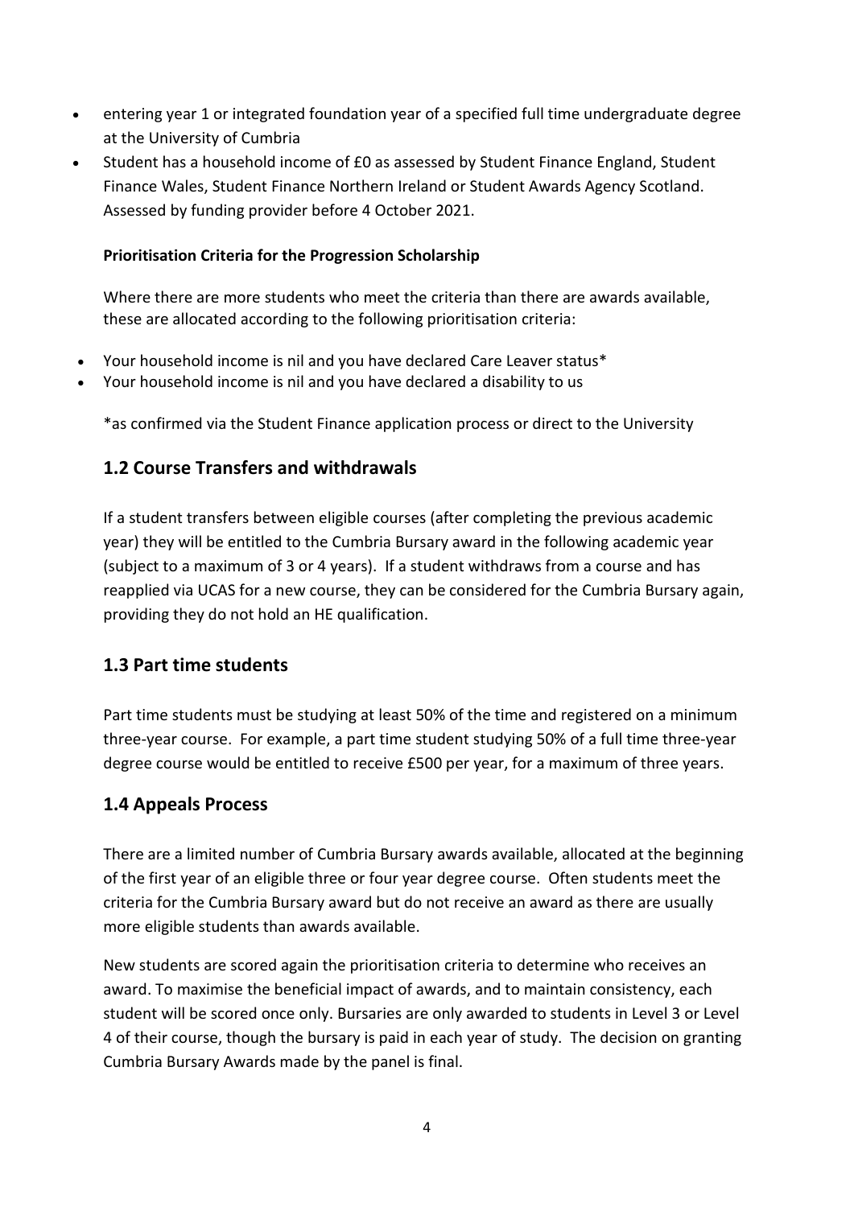- entering year 1 or integrated foundation year of a specified full time undergraduate degree at the University of Cumbria
- Student has a household income of £0 as assessed by Student Finance England, Student Finance Wales, Student Finance Northern Ireland or Student Awards Agency Scotland. Assessed by funding provider before 4 October 2021.

**Prioritisation Criteria for the Progression Scholarship**

Where there are more students who meet the criteria than there are awards available, these are allocated according to the following prioritisation criteria:

- Your household income is nil and you have declared Care Leaver status*
- Your household income is nil and you have declared a disability to us

*as confirmed via the Student Finance application process or direct to the University

## 1.2 Course Transfers and withdrawals

If a student transfers between eligible courses (after completing the previous academic year) they will be entitled to the Cumbria Bursary award in the following academic year (subject to a maximum of 3 or 4 years). If a student withdraws from a course and has reapplied via UCAS for a new course, they can be considered for the Cumbria Bursary again, providing they do not hold an HE qualification.

## 1.3 Part time students

Part time students must be studying at least 50% of the time and registered on a minimum three-year course. For example, a part time student studying 50% of a full time three-year degree course would be entitled to receive £500 per year, for a maximum of three years.

## 1.4 Appeals Process

There are a limited number of Cumbria Bursary awards available, allocated at the beginning of the first year of an eligible three or four year degree course. Often students meet the criteria for the Cumbria Bursary award but do not receive an award as there are usually more eligible students than awards available.

New students are scored again the prioritisation criteria to determine who receives an award. To maximise the beneficial impact of awards, and to maintain consistency, each student will be scored once only. Bursaries are only awarded to students in Level 3 or Level 4 of their course, though the bursary is paid in each year of study. The decision on granting Cumbria Bursary Awards made by the panel is final.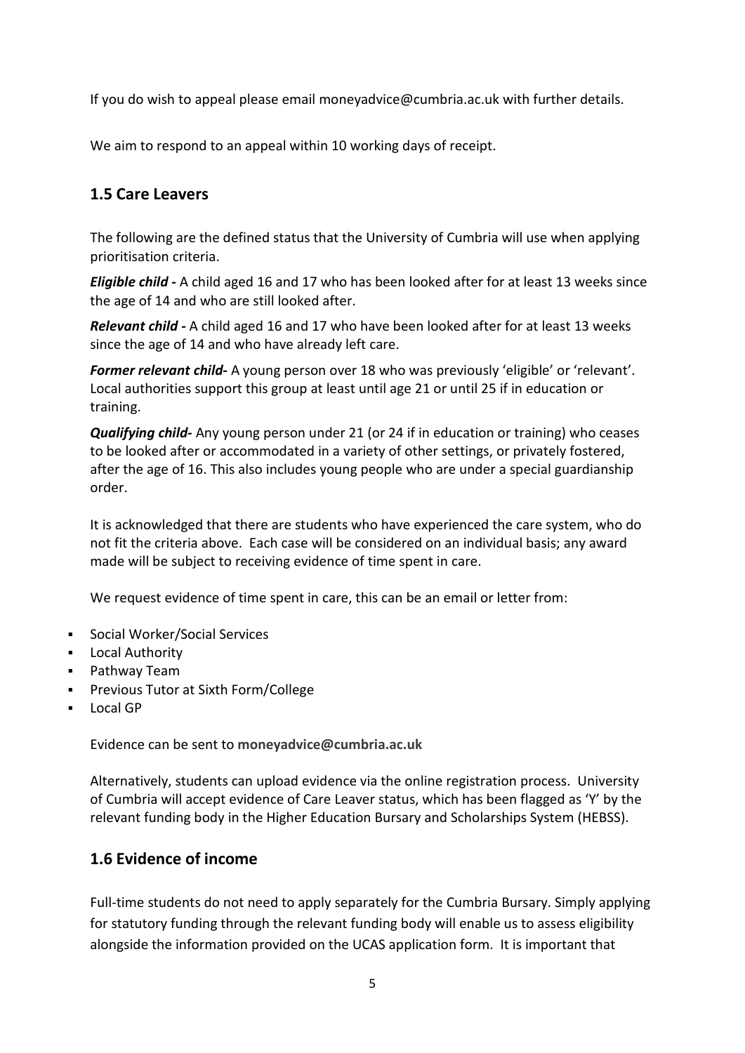If you do wish to appeal please email moneyadvice@cumbria.ac.uk with further details.

We aim to respond to an appeal within 10 working days of receipt.

## 1.5 Care Leavers

The following are the defined status that the University of Cumbria will use when applying prioritisation criteria.

***Eligible child -*** A child aged 16 and 17 who has been looked after for at least 13 weeks since the age of 14 and who are still looked after.

***Relevant child -*** A child aged 16 and 17 who have been looked after for at least 13 weeks since the age of 14 and who have already left care.

***Former relevant child-*** A young person over 18 who was previously 'eligible' or 'relevant'. Local authorities support this group at least until age 21 or until 25 if in education or training.

***Qualifying child-*** Any young person under 21 (or 24 if in education or training) who ceases to be looked after or accommodated in a variety of other settings, or privately fostered, after the age of 16. This also includes young people who are under a special guardianship order.

It is acknowledged that there are students who have experienced the care system, who do not fit the criteria above. Each case will be considered on an individual basis; any award made will be subject to receiving evidence of time spent in care.

We request evidence of time spent in care, this can be an email or letter from:

- Social Worker/Social Services
- Local Authority
- Pathway Team
- Previous Tutor at Sixth Form/College
- Local GP

Evidence can be sent to **moneyadvice@cumbria.ac.uk**

Alternatively, students can upload evidence via the online registration process. University of Cumbria will accept evidence of Care Leaver status, which has been flagged as 'Y' by the relevant funding body in the Higher Education Bursary and Scholarships System (HEBSS).

## 1.6 Evidence of income

Full-time students do not need to apply separately for the Cumbria Bursary. Simply applying for statutory funding through the relevant funding body will enable us to assess eligibility alongside the information provided on the UCAS application form. It is important that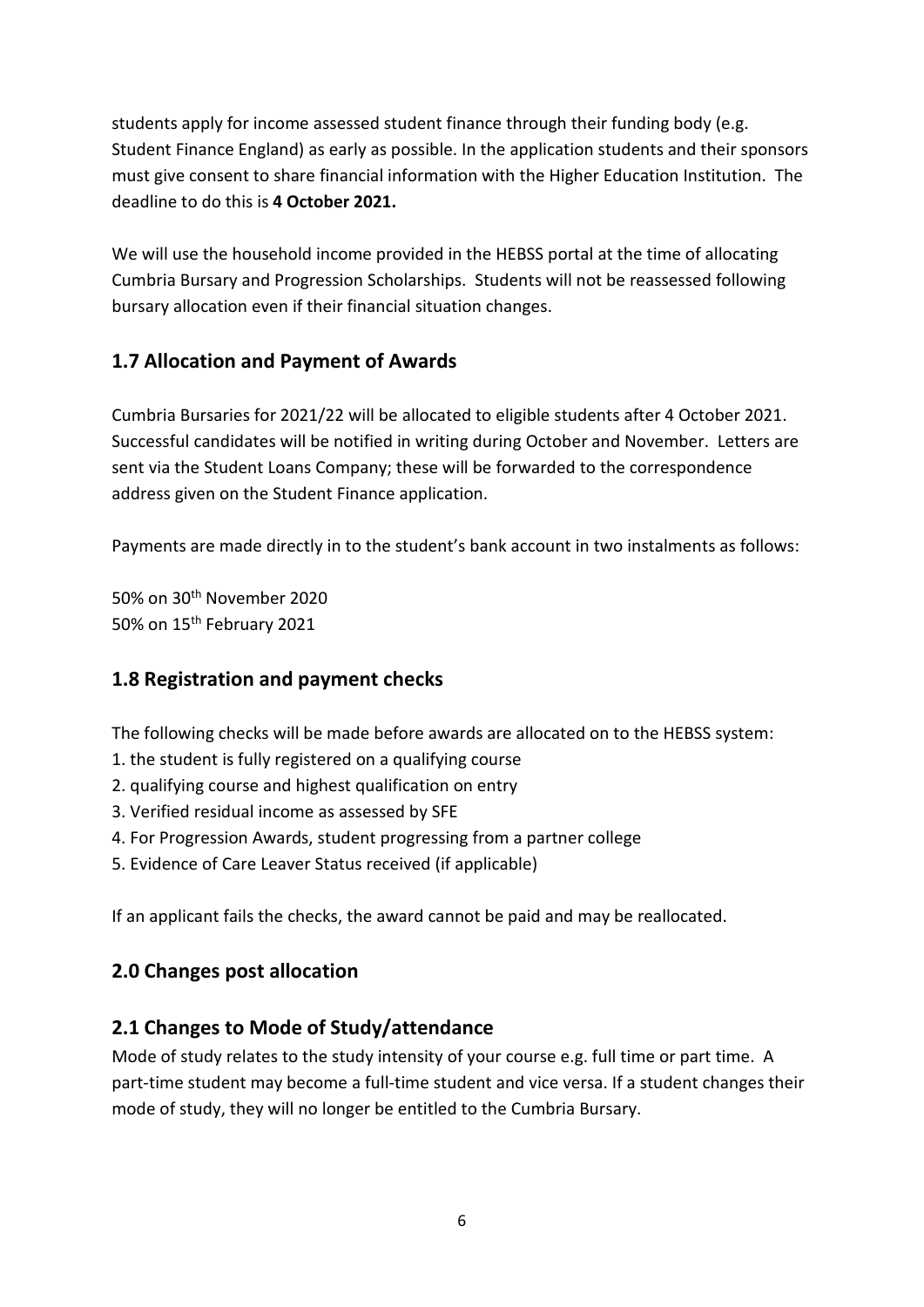students apply for income assessed student finance through their funding body (e.g. Student Finance England) as early as possible. In the application students and their sponsors must give consent to share financial information with the Higher Education Institution. The deadline to do this is **4 October 2021.**

We will use the household income provided in the HEBSS portal at the time of allocating Cumbria Bursary and Progression Scholarships. Students will not be reassessed following bursary allocation even if their financial situation changes.

## 1.7 Allocation and Payment of Awards

Cumbria Bursaries for 2021/22 will be allocated to eligible students after 4 October 2021. Successful candidates will be notified in writing during October and November. Letters are sent via the Student Loans Company; these will be forwarded to the correspondence address given on the Student Finance application.

Payments are made directly in to the student's bank account in two instalments as follows:

50% on 30th November 2020
50% on 15th February 2021

## 1.8 Registration and payment checks

The following checks will be made before awards are allocated on to the HEBSS system:

1. the student is fully registered on a qualifying course
2. qualifying course and highest qualification on entry
3. Verified residual income as assessed by SFE
4. For Progression Awards, student progressing from a partner college
5. Evidence of Care Leaver Status received (if applicable)

If an applicant fails the checks, the award cannot be paid and may be reallocated.

## 2.0 Changes post allocation

## 2.1 Changes to Mode of Study/attendance

Mode of study relates to the study intensity of your course e.g. full time or part time. A part-time student may become a full-time student and vice versa. If a student changes their mode of study, they will no longer be entitled to the Cumbria Bursary.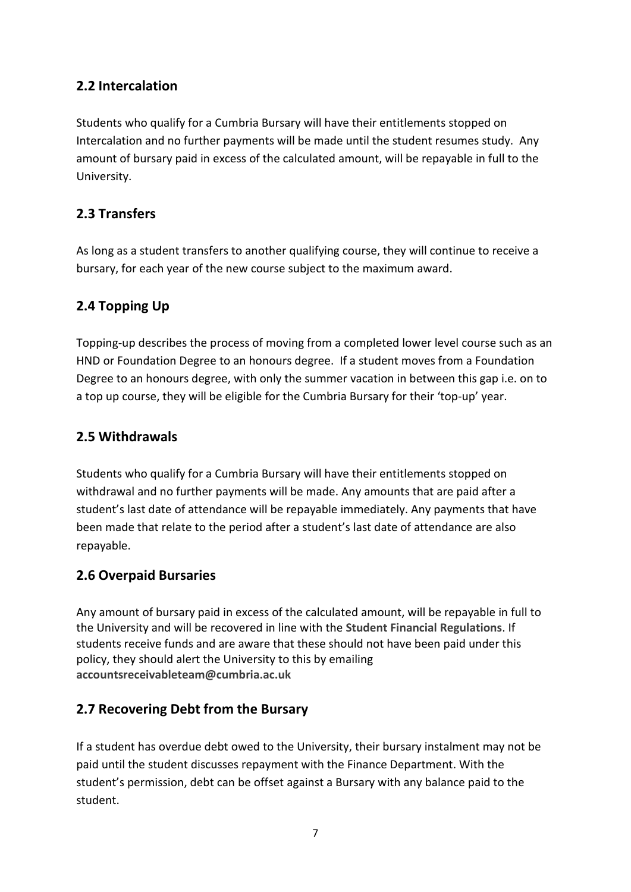## 2.2 Intercalation

Students who qualify for a Cumbria Bursary will have their entitlements stopped on Intercalation and no further payments will be made until the student resumes study. Any amount of bursary paid in excess of the calculated amount, will be repayable in full to the University.

## 2.3 Transfers

As long as a student transfers to another qualifying course, they will continue to receive a bursary, for each year of the new course subject to the maximum award.

## 2.4 Topping Up

Topping-up describes the process of moving from a completed lower level course such as an HND or Foundation Degree to an honours degree. If a student moves from a Foundation Degree to an honours degree, with only the summer vacation in between this gap i.e. on to a top up course, they will be eligible for the Cumbria Bursary for their 'top-up' year.

## 2.5 Withdrawals

Students who qualify for a Cumbria Bursary will have their entitlements stopped on withdrawal and no further payments will be made. Any amounts that are paid after a student's last date of attendance will be repayable immediately. Any payments that have been made that relate to the period after a student's last date of attendance are also repayable.

## 2.6 Overpaid Bursaries

Any amount of bursary paid in excess of the calculated amount, will be repayable in full to the University and will be recovered in line with the **Student Financial Regulations**. If students receive funds and are aware that these should not have been paid under this policy, they should alert the University to this by emailing **accountsreceivableteam@cumbria.ac.uk**

## 2.7 Recovering Debt from the Bursary

If a student has overdue debt owed to the University, their bursary instalment may not be paid until the student discusses repayment with the Finance Department. With the student's permission, debt can be offset against a Bursary with any balance paid to the student.